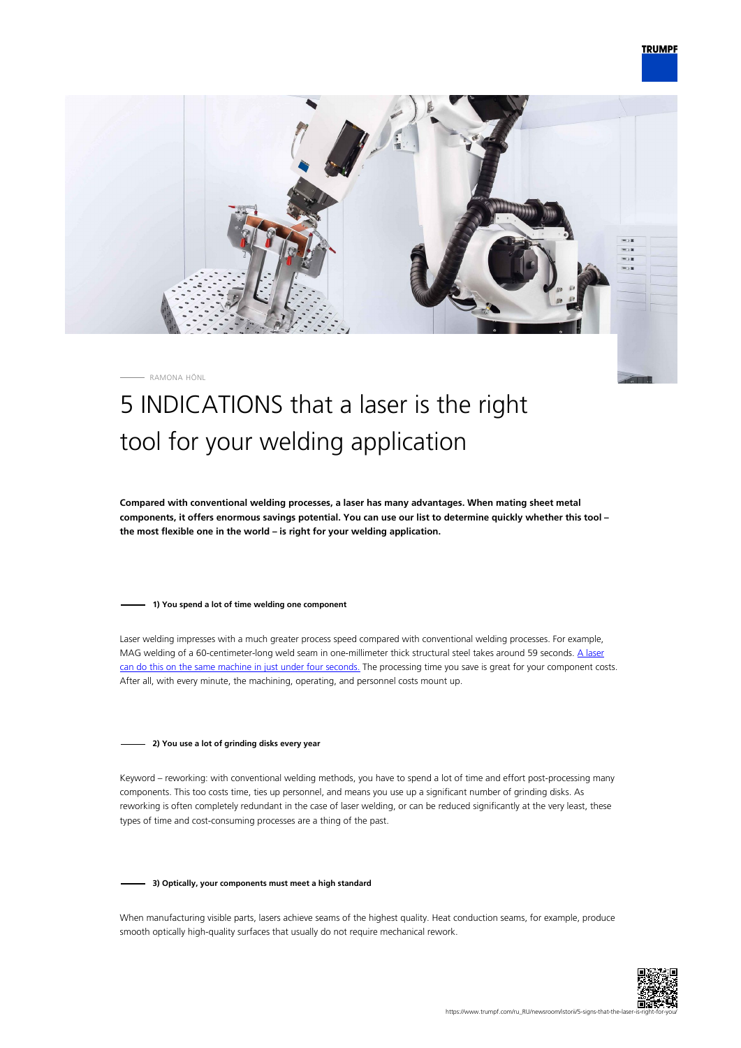RAMONA HÖNL

# 5 INDICATIONS that a laser is the right tool for your welding application

**Compared with conventional welding processes, a laser has many advantages. When mating sheet metal components, it offers enormous savings potential. You can use our list to determine quickly whether this tool – the most flexible one in the world – is right for your welding application.**

### 1) You spend a lot of time welding one component

Laser welding impresses with a much greater process speed compared with conventional welding processes. For example, MAG welding of a 60-centimeter-long weld seam in one-millimeter thick structural steel takes around 59 seconds. A laser can do this on the same machine in just under four seconds. The processing time you save is great for your component costs. After all, with every minute, the machining, operating, and personnel costs mount up.

### 2) You use a lot of grinding disks every year

Keyword – reworking: with conventional welding methods, you have to spend a lot of time and effort post-processing many components. This too costs time, ties up personnel, and means you use up a significant number of grinding disks. As reworking is often completely redundant in the case of laser welding, or can be reduced significantly at the very least, these types of time and cost-consuming processes are a thing of the past.

### 3) Optically, your components must meet a high standard

When manufacturing visible parts, lasers achieve seams of the highest quality. Heat conduction seams, for example, produce smooth optically high-quality surfaces that usually do not require mechanical rework.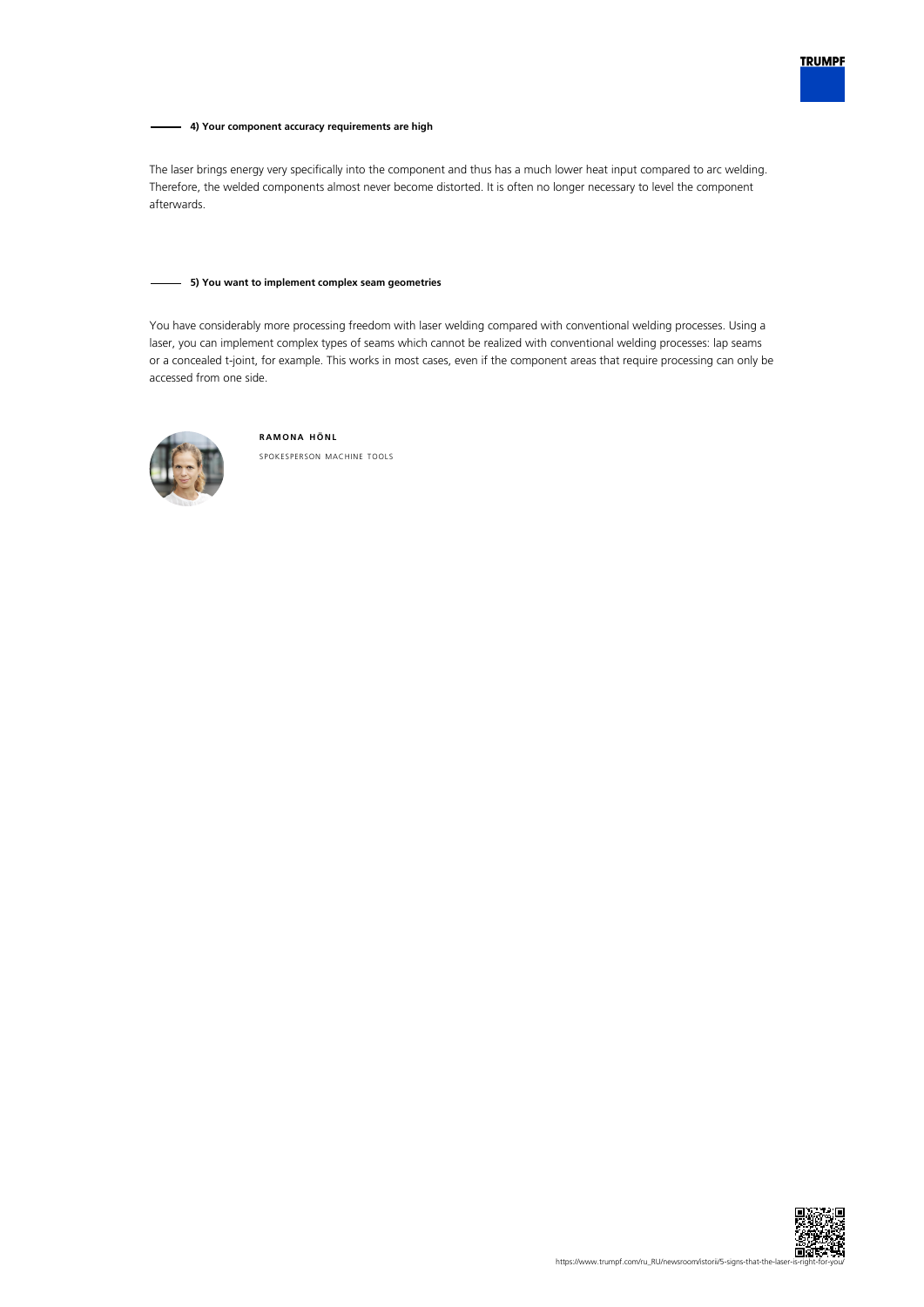### 4) Your component accuracy requirements are high

The laser brings energy very specifically into the component and thus has a much lower heat input compared to arc welding. Therefore, the welded components almost never become distorted. It is often no longer necessary to level the component afterwards.

### 5) You want to implement complex seam geometries

You have considerably more processing freedom with laser welding compared with conventional welding processes. Using a laser, you can implement complex types of seams which cannot be realized with conventional welding processes: lap seams or a concealed t-joint, for example. This works in most cases, even if the component areas that require processing can only be accessed from one side.

**RAMONA HÖNL**

SPOKESPERSON MACHINE TOOLS